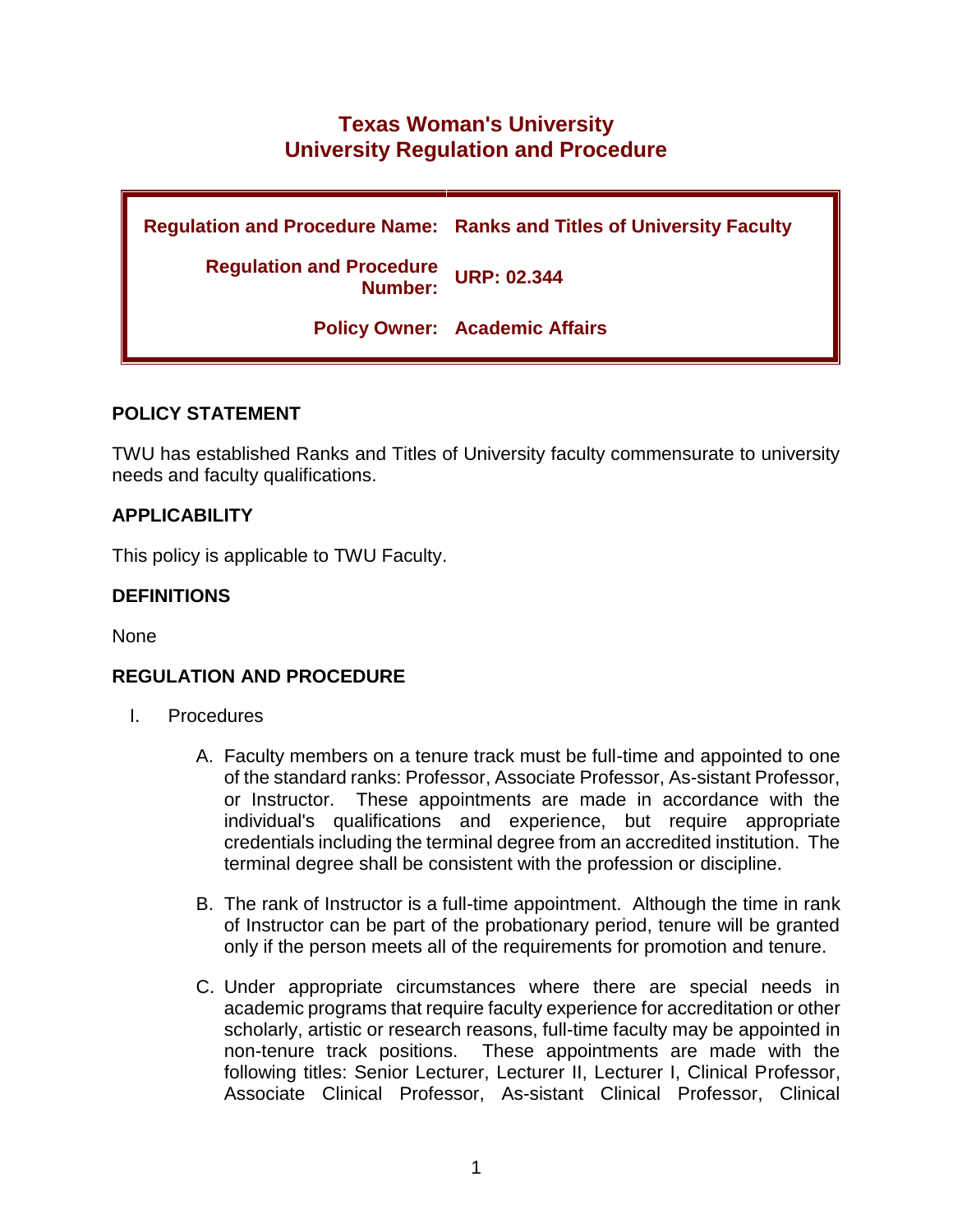# Texas Woman's University
# University Regulation and Procedure

| | |
|---|---|
| **Regulation and Procedure Name:** | **Ranks and Titles of University Faculty** |
| **Regulation and Procedure Number:** | **URP: 02.344** |
| **Policy Owner:** | **Academic Affairs** |

## POLICY STATEMENT

TWU has established Ranks and Titles of University faculty commensurate to university needs and faculty qualifications.

## APPLICABILITY

This policy is applicable to TWU Faculty.

## DEFINITIONS

None

## REGULATION AND PROCEDURE

I. Procedures

A. Faculty members on a tenure track must be full-time and appointed to one of the standard ranks: Professor, Associate Professor, As-sistant Professor, or Instructor. These appointments are made in accordance with the individual's qualifications and experience, but require appropriate credentials including the terminal degree from an accredited institution. The terminal degree shall be consistent with the profession or discipline.

B. The rank of Instructor is a full-time appointment. Although the time in rank of Instructor can be part of the probationary period, tenure will be granted only if the person meets all of the requirements for promotion and tenure.

C. Under appropriate circumstances where there are special needs in academic programs that require faculty experience for accreditation or other scholarly, artistic or research reasons, full-time faculty may be appointed in non-tenure track positions. These appointments are made with the following titles: Senior Lecturer, Lecturer II, Lecturer I, Clinical Professor, Associate Clinical Professor, As-sistant Clinical Professor, Clinical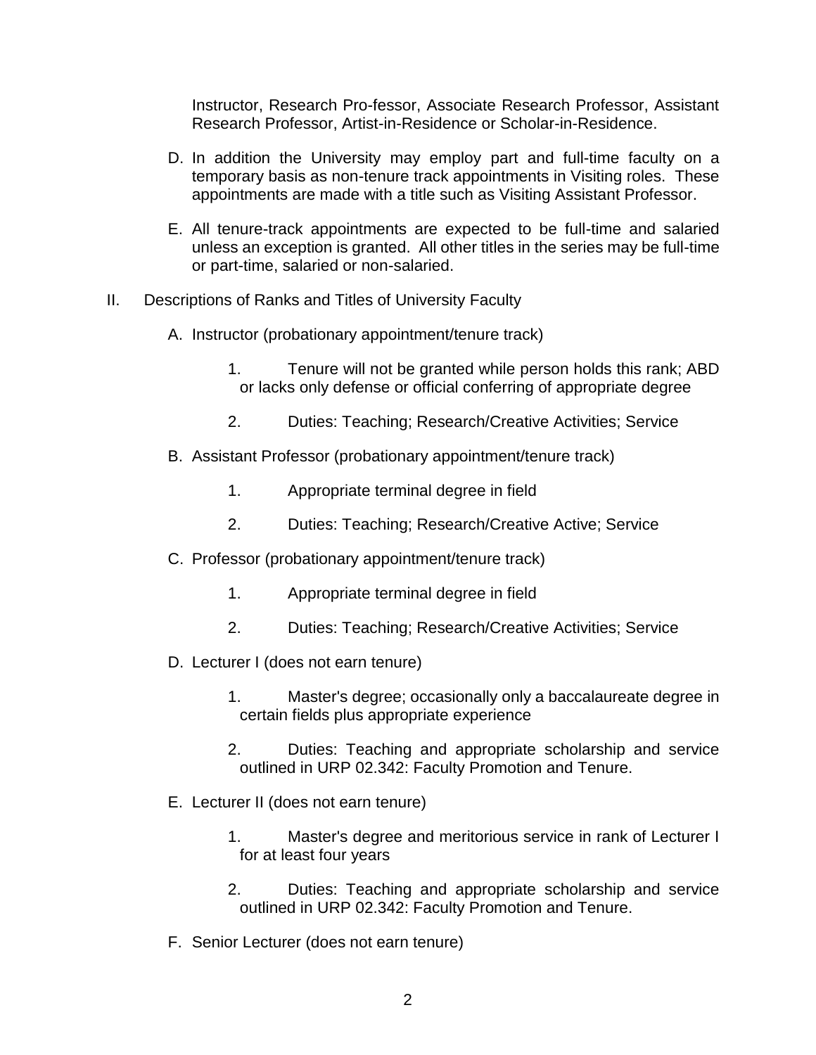Instructor, Research Pro-fessor, Associate Research Professor, Assistant Research Professor, Artist-in-Residence or Scholar-in-Residence.

D. In addition the University may employ part and full-time faculty on a temporary basis as non-tenure track appointments in Visiting roles. These appointments are made with a title such as Visiting Assistant Professor.

E. All tenure-track appointments are expected to be full-time and salaried unless an exception is granted. All other titles in the series may be full-time or part-time, salaried or non-salaried.

II. Descriptions of Ranks and Titles of University Faculty

A. Instructor (probationary appointment/tenure track)

1. Tenure will not be granted while person holds this rank; ABD or lacks only defense or official conferring of appropriate degree

2. Duties: Teaching; Research/Creative Activities; Service

B. Assistant Professor (probationary appointment/tenure track)

1. Appropriate terminal degree in field

2. Duties: Teaching; Research/Creative Active; Service

C. Professor (probationary appointment/tenure track)

1. Appropriate terminal degree in field

2. Duties: Teaching; Research/Creative Activities; Service

D. Lecturer I (does not earn tenure)

1. Master's degree; occasionally only a baccalaureate degree in certain fields plus appropriate experience

2. Duties: Teaching and appropriate scholarship and service outlined in URP 02.342: Faculty Promotion and Tenure.

E. Lecturer II (does not earn tenure)

1. Master's degree and meritorious service in rank of Lecturer I for at least four years

2. Duties: Teaching and appropriate scholarship and service outlined in URP 02.342: Faculty Promotion and Tenure.

F. Senior Lecturer (does not earn tenure)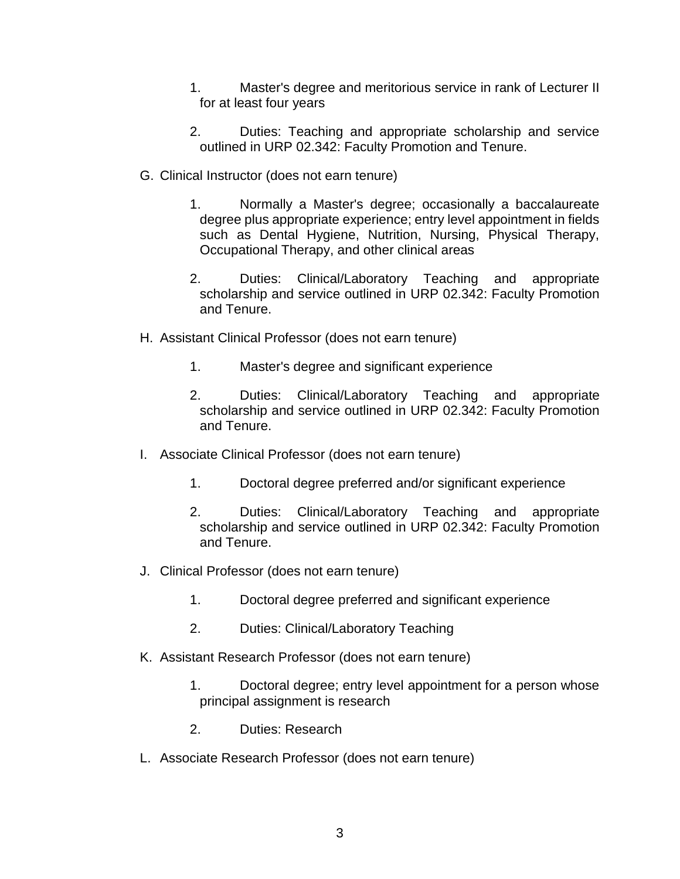1. Master's degree and meritorious service in rank of Lecturer II for at least four years

2. Duties: Teaching and appropriate scholarship and service outlined in URP 02.342: Faculty Promotion and Tenure.

G. Clinical Instructor (does not earn tenure)

1. Normally a Master's degree; occasionally a baccalaureate degree plus appropriate experience; entry level appointment in fields such as Dental Hygiene, Nutrition, Nursing, Physical Therapy, Occupational Therapy, and other clinical areas

2. Duties: Clinical/Laboratory Teaching and appropriate scholarship and service outlined in URP 02.342: Faculty Promotion and Tenure.

H. Assistant Clinical Professor (does not earn tenure)

1. Master's degree and significant experience

2. Duties: Clinical/Laboratory Teaching and appropriate scholarship and service outlined in URP 02.342: Faculty Promotion and Tenure.

I. Associate Clinical Professor (does not earn tenure)

1. Doctoral degree preferred and/or significant experience

2. Duties: Clinical/Laboratory Teaching and appropriate scholarship and service outlined in URP 02.342: Faculty Promotion and Tenure.

J. Clinical Professor (does not earn tenure)

1. Doctoral degree preferred and significant experience

2. Duties: Clinical/Laboratory Teaching

K. Assistant Research Professor (does not earn tenure)

1. Doctoral degree; entry level appointment for a person whose principal assignment is research

2. Duties: Research

L. Associate Research Professor (does not earn tenure)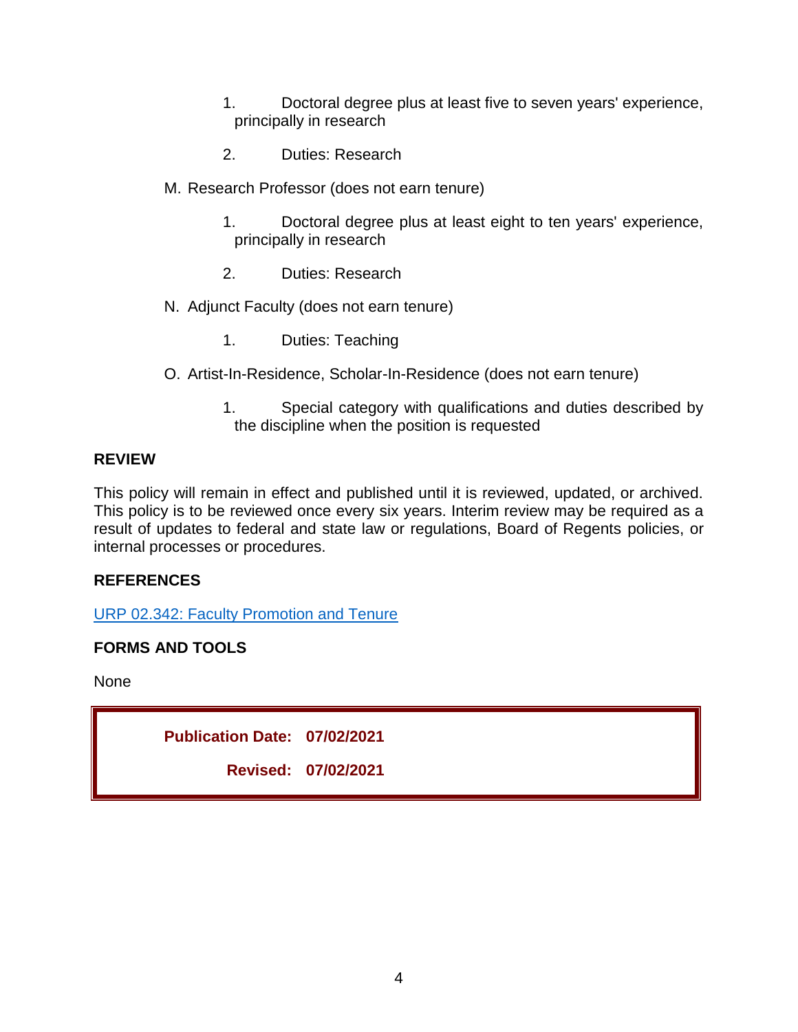1. Doctoral degree plus at least five to seven years' experience, principally in research

2. Duties: Research

M. Research Professor (does not earn tenure)

1. Doctoral degree plus at least eight to ten years' experience, principally in research

2. Duties: Research

N. Adjunct Faculty (does not earn tenure)

1. Duties: Teaching

O. Artist-In-Residence, Scholar-In-Residence (does not earn tenure)

1. Special category with qualifications and duties described by the discipline when the position is requested

## REVIEW

This policy will remain in effect and published until it is reviewed, updated, or archived. This policy is to be reviewed once every six years. Interim review may be required as a result of updates to federal and state law or regulations, Board of Regents policies, or internal processes or procedures.

## REFERENCES

[URP 02.342: Faculty Promotion and Tenure]

## FORMS AND TOOLS

None

**Publication Date: 07/02/2021**

**Revised: 07/02/2021**